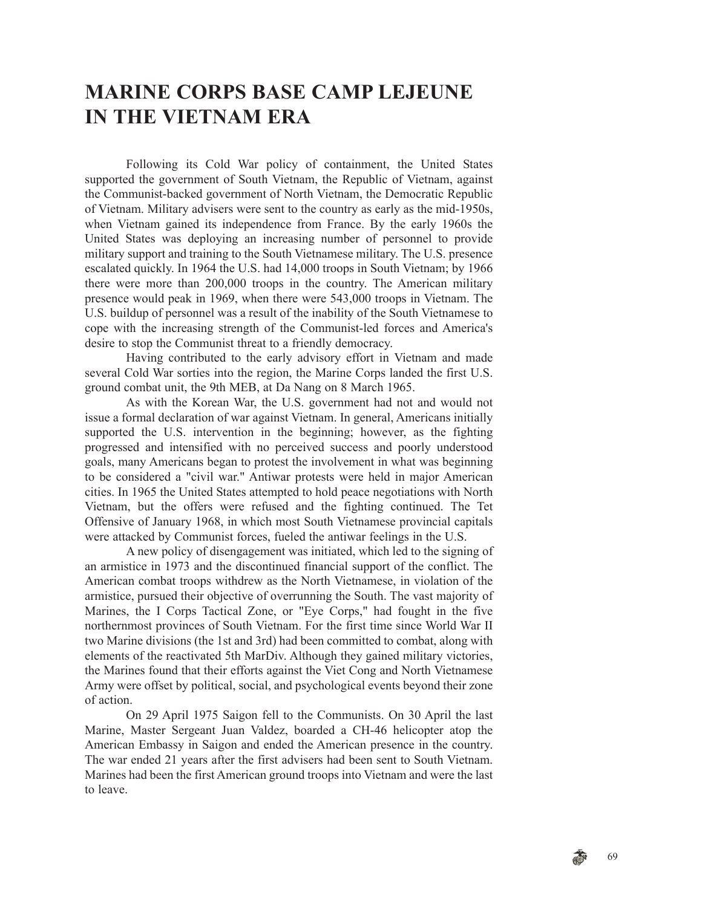# MARINE CORPS BASE CAMP LEJEUNE IN THE VIETNAM ERA

Following its Cold War policy of containment, the United States supported the government of South Vietnam, the Republic of Vietnam, against the Communist-backed government of North Vietnam, the Democratic Republic of Vietnam. Military advisers were sent to the country as early as the mid-1950s, when Vietnam gained its independence from France. By the early 1960s the United States was deploying an increasing number of personnel to provide military support and training to the South Vietnamese military. The U.S. presence escalated quickly. In 1964 the U.S. had 14,000 troops in South Vietnam; by 1966 there were more than 200,000 troops in the country. The American military presence would peak in 1969, when there were 543,000 troops in Vietnam. The U.S. buildup of personnel was a result of the inability of the South Vietnamese to cope with the increasing strength of the Communist-led forces and America's desire to stop the Communist threat to a friendly democracy.

Having contributed to the early advisory effort in Vietnam and made several Cold War sorties into the region, the Marine Corps landed the first U.S. ground combat unit, the 9th MEB, at Da Nang on 8 March 1965.

As with the Korean War, the U.S. government had not and would not issue a formal declaration of war against Vietnam. In general, Americans initially supported the U.S. intervention in the beginning; however, as the fighting progressed and intensified with no perceived success and poorly understood goals, many Americans began to protest the involvement in what was beginning to be considered a "civil war." Antiwar protests were held in major American cities. In 1965 the United States attempted to hold peace negotiations with North Vietnam, but the offers were refused and the fighting continued. The Tet Offensive of January 1968, in which most South Vietnamese provincial capitals were attacked by Communist forces, fueled the antiwar feelings in the U.S.

A new policy of disengagement was initiated, which led to the signing of an armistice in 1973 and the discontinued financial support of the conflict. The American combat troops withdrew as the North Vietnamese, in violation of the armistice, pursued their objective of overrunning the South. The vast majority of Marines, the I Corps Tactical Zone, or "Eye Corps," had fought in the five northernmost provinces of South Vietnam. For the first time since World War II two Marine divisions (the 1st and 3rd) had been committed to combat, along with elements of the reactivated 5th MarDiv. Although they gained military victories, the Marines found that their efforts against the Viet Cong and North Vietnamese Army were offset by political, social, and psychological events beyond their zone of action.

On 29 April 1975 Saigon fell to the Communists. On 30 April the last Marine, Master Sergeant Juan Valdez, boarded a CH-46 helicopter atop the American Embassy in Saigon and ended the American presence in the country. The war ended 21 years after the first advisers had been sent to South Vietnam. Marines had been the first American ground troops into Vietnam and were the last to leave.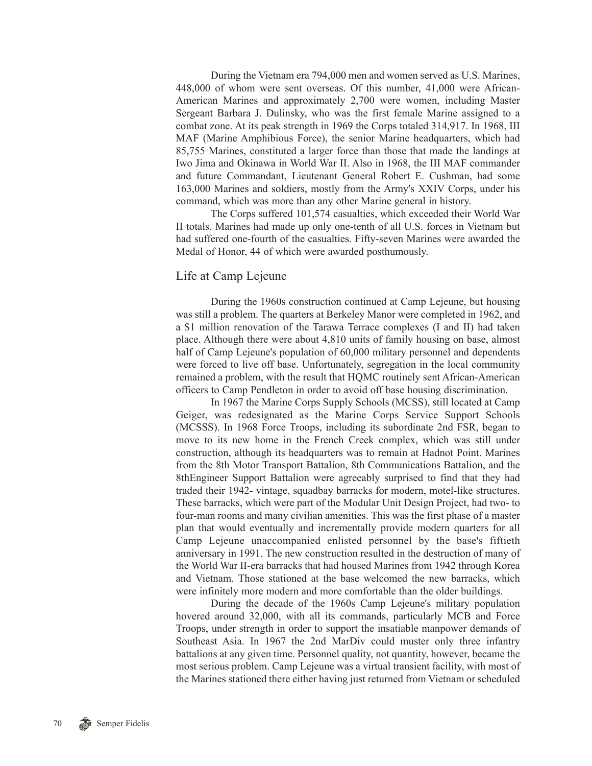During the Vietnam era 794,000 men and women served as U.S. Marines, 448,000 of whom were sent overseas. Of this number, 41,000 were African-American Marines and approximately 2,700 were women, including Master Sergeant Barbara J. Dulinsky, who was the first female Marine assigned to a combat zone. At its peak strength in 1969 the Corps totaled 314,917. In 1968, III MAF (Marine Amphibious Force), the senior Marine headquarters, which had 85,755 Marines, constituted a larger force than those that made the landings at Iwo Jima and Okinawa in World War II. Also in 1968, the III MAF commander and future Commandant, Lieutenant General Robert E. Cushman, had some 163,000 Marines and soldiers, mostly from the Army's XXIV Corps, under his command, which was more than any other Marine general in history.

The Corps suffered 101,574 casualties, which exceeded their World War II totals. Marines had made up only one-tenth of all U.S. forces in Vietnam but had suffered one-fourth of the casualties. Fifty-seven Marines were awarded the Medal of Honor, 44 of which were awarded posthumously.

## Life at Camp Lejeune

During the 1960s construction continued at Camp Lejeune, but housing was still a problem. The quarters at Berkeley Manor were completed in 1962, and a $1 million renovation of the Tarawa Terrace complexes (I and II) had taken place. Although there were about 4,810 units of family housing on base, almost half of Camp Lejeune's population of 60,000 military personnel and dependents were forced to live off base. Unfortunately, segregation in the local community remained a problem, with the result that HQMC routinely sent African-American officers to Camp Pendleton in order to avoid off base housing discrimination.

In 1967 the Marine Corps Supply Schools (MCSS), still located at Camp Geiger, was redesignated as the Marine Corps Service Support Schools (MCSSS). In 1968 Force Troops, including its subordinate 2nd FSR, began to move to its new home in the French Creek complex, which was still under construction, although its headquarters was to remain at Hadnot Point. Marines from the 8th Motor Transport Battalion, 8th Communications Battalion, and the 8thEngineer Support Battalion were agreeably surprised to find that they had traded their 1942- vintage, squadbay barracks for modern, motel-like structures. These barracks, which were part of the Modular Unit Design Project, had two- to four-man rooms and many civilian amenities. This was the first phase of a master plan that would eventually and incrementally provide modern quarters for all Camp Lejeune unaccompanied enlisted personnel by the base's fiftieth anniversary in 1991. The new construction resulted in the destruction of many of the World War II-era barracks that had housed Marines from 1942 through Korea and Vietnam. Those stationed at the base welcomed the new barracks, which were infinitely more modern and more comfortable than the older buildings.

During the decade of the 1960s Camp Lejeune's military population hovered around 32,000, with all its commands, particularly MCB and Force Troops, under strength in order to support the insatiable manpower demands of Southeast Asia. In 1967 the 2nd MarDiv could muster only three infantry battalions at any given time. Personnel quality, not quantity, however, became the most serious problem. Camp Lejeune was a virtual transient facility, with most of the Marines stationed there either having just returned from Vietnam or scheduled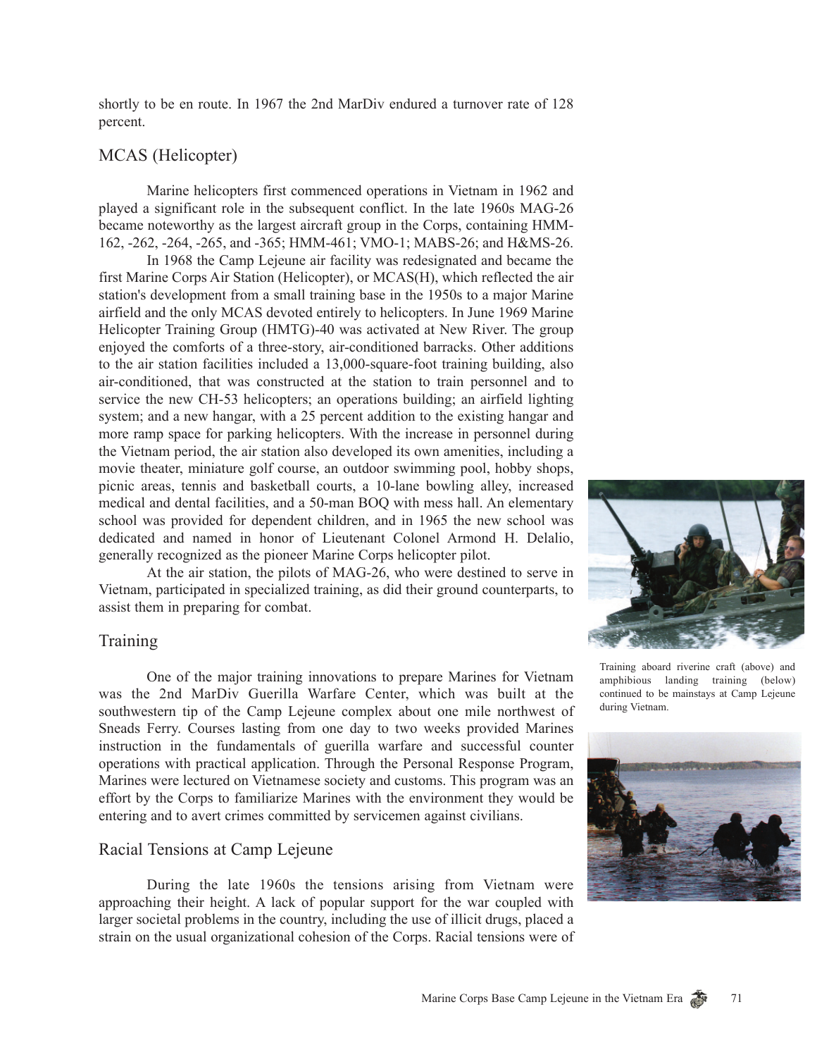shortly to be en route. In 1967 the 2nd MarDiv endured a turnover rate of 128 percent.

## MCAS (Helicopter)

Marine helicopters first commenced operations in Vietnam in 1962 and played a significant role in the subsequent conflict. In the late 1960s MAG-26 became noteworthy as the largest aircraft group in the Corps, containing HMM-162, -262, -264, -265, and -365; HMM-461; VMO-1; MABS-26; and H&MS-26.

In 1968 the Camp Lejeune air facility was redesignated and became the first Marine Corps Air Station (Helicopter), or MCAS(H), which reflected the air station's development from a small training base in the 1950s to a major Marine airfield and the only MCAS devoted entirely to helicopters. In June 1969 Marine Helicopter Training Group (HMTG)-40 was activated at New River. The group enjoyed the comforts of a three-story, air-conditioned barracks. Other additions to the air station facilities included a 13,000-square-foot training building, also air-conditioned, that was constructed at the station to train personnel and to service the new CH-53 helicopters; an operations building; an airfield lighting system; and a new hangar, with a 25 percent addition to the existing hangar and more ramp space for parking helicopters. With the increase in personnel during the Vietnam period, the air station also developed its own amenities, including a movie theater, miniature golf course, an outdoor swimming pool, hobby shops, picnic areas, tennis and basketball courts, a 10-lane bowling alley, increased medical and dental facilities, and a 50-man BOQ with mess hall. An elementary school was provided for dependent children, and in 1965 the new school was dedicated and named in honor of Lieutenant Colonel Armond H. Delalio, generally recognized as the pioneer Marine Corps helicopter pilot.

At the air station, the pilots of MAG-26, who were destined to serve in Vietnam, participated in specialized training, as did their ground counterparts, to assist them in preparing for combat.

## Training

One of the major training innovations to prepare Marines for Vietnam was the 2nd MarDiv Guerilla Warfare Center, which was built at the southwestern tip of the Camp Lejeune complex about one mile northwest of Sneads Ferry. Courses lasting from one day to two weeks provided Marines instruction in the fundamentals of guerilla warfare and successful counter operations with practical application. Through the Personal Response Program, Marines were lectured on Vietnamese society and customs. This program was an effort by the Corps to familiarize Marines with the environment they would be entering and to avert crimes committed by servicemen against civilians.

Training aboard riverine craft (above) and amphibious landing training (below) continued to be mainstays at Camp Lejeune during Vietnam.

## Racial Tensions at Camp Lejeune

During the late 1960s the tensions arising from Vietnam were approaching their height. A lack of popular support for the war coupled with larger societal problems in the country, including the use of illicit drugs, placed a strain on the usual organizational cohesion of the Corps. Racial tensions were of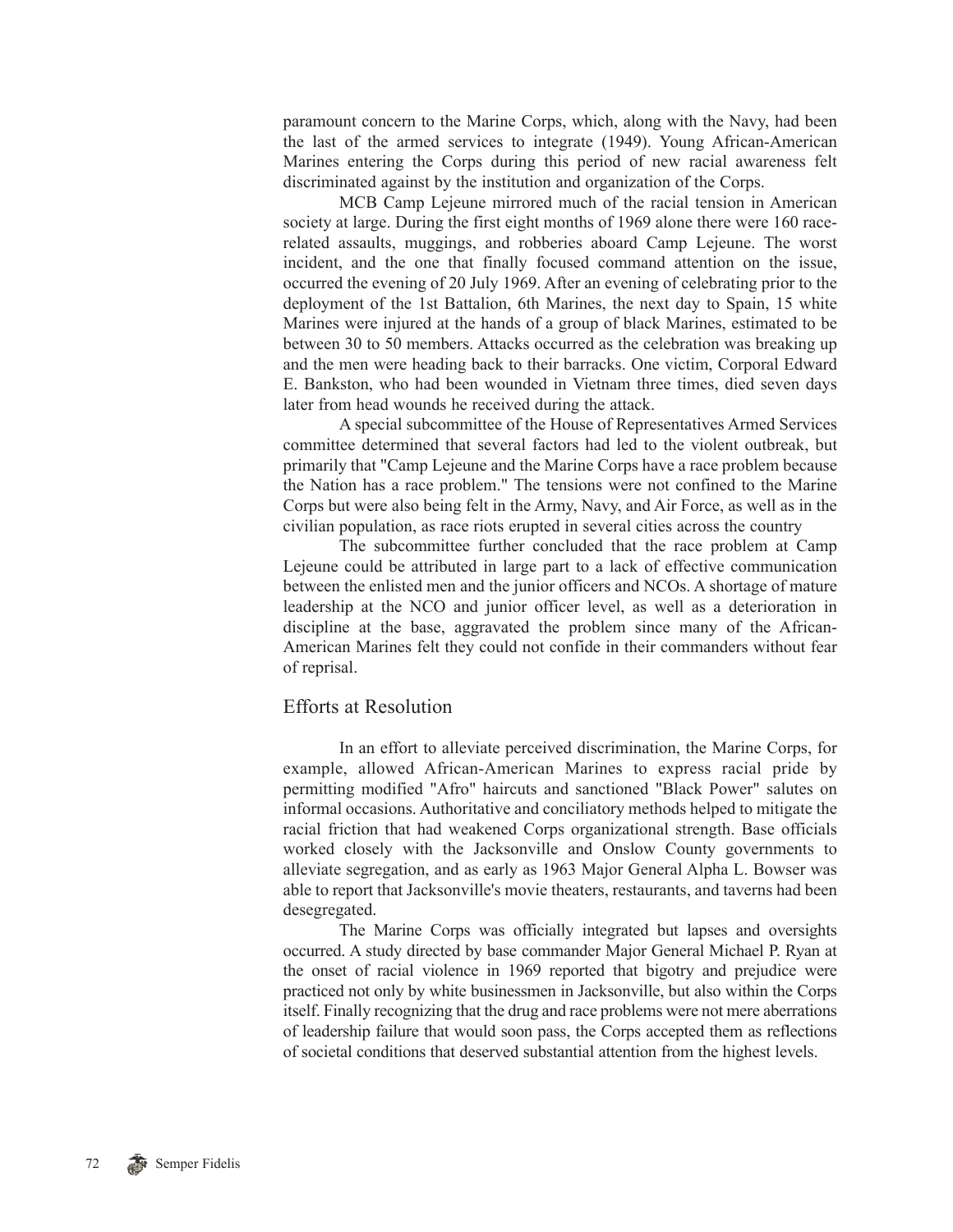paramount concern to the Marine Corps, which, along with the Navy, had been the last of the armed services to integrate (1949). Young African-American Marines entering the Corps during this period of new racial awareness felt discriminated against by the institution and organization of the Corps.

MCB Camp Lejeune mirrored much of the racial tension in American society at large. During the first eight months of 1969 alone there were 160 race-related assaults, muggings, and robberies aboard Camp Lejeune. The worst incident, and the one that finally focused command attention on the issue, occurred the evening of 20 July 1969. After an evening of celebrating prior to the deployment of the 1st Battalion, 6th Marines, the next day to Spain, 15 white Marines were injured at the hands of a group of black Marines, estimated to be between 30 to 50 members. Attacks occurred as the celebration was breaking up and the men were heading back to their barracks. One victim, Corporal Edward E. Bankston, who had been wounded in Vietnam three times, died seven days later from head wounds he received during the attack.

A special subcommittee of the House of Representatives Armed Services committee determined that several factors had led to the violent outbreak, but primarily that "Camp Lejeune and the Marine Corps have a race problem because the Nation has a race problem." The tensions were not confined to the Marine Corps but were also being felt in the Army, Navy, and Air Force, as well as in the civilian population, as race riots erupted in several cities across the country

The subcommittee further concluded that the race problem at Camp Lejeune could be attributed in large part to a lack of effective communication between the enlisted men and the junior officers and NCOs. A shortage of mature leadership at the NCO and junior officer level, as well as a deterioration in discipline at the base, aggravated the problem since many of the African-American Marines felt they could not confide in their commanders without fear of reprisal.

## Efforts at Resolution

In an effort to alleviate perceived discrimination, the Marine Corps, for example, allowed African-American Marines to express racial pride by permitting modified "Afro" haircuts and sanctioned "Black Power" salutes on informal occasions. Authoritative and conciliatory methods helped to mitigate the racial friction that had weakened Corps organizational strength. Base officials worked closely with the Jacksonville and Onslow County governments to alleviate segregation, and as early as 1963 Major General Alpha L. Bowser was able to report that Jacksonville's movie theaters, restaurants, and taverns had been desegregated.

The Marine Corps was officially integrated but lapses and oversights occurred. A study directed by base commander Major General Michael P. Ryan at the onset of racial violence in 1969 reported that bigotry and prejudice were practiced not only by white businessmen in Jacksonville, but also within the Corps itself. Finally recognizing that the drug and race problems were not mere aberrations of leadership failure that would soon pass, the Corps accepted them as reflections of societal conditions that deserved substantial attention from the highest levels.